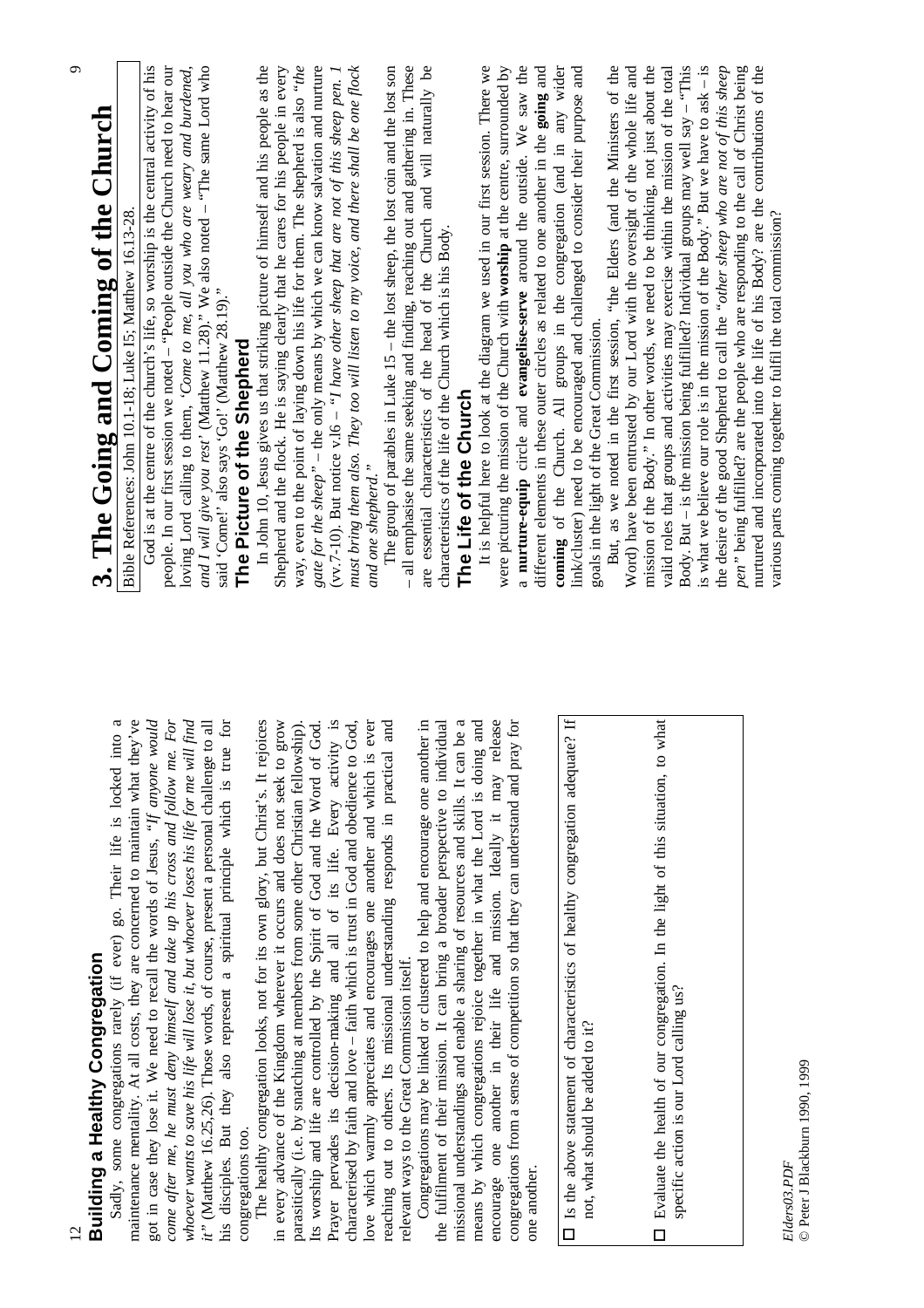## Building a Healthy Congregation

Sadly, some congregations rarely (if ever) go. Their life is locked into a maintenance mentality. At all costs, they are concerned to maintain what they've got in case they lose it. We need to recall the words of Jesus, *"If anyone would come after me, he must deny himself and take up his cross and follow me. For whoever wants to save his life will lose it, but whoever loses his life for me will find it"* (Matthew 16.25,26). Those words, of course, present a personal challenge to all his disciples. But they also represent a spiritual principle which is true for congregations too.

The healthy congregation looks, not for its own glory, but Christ's. It rejoices in every advance of the Kingdom wherever it occurs and does not seek to grow parasitically (i.e. by snatching at members from some other Christian fellowship). Its worship and life are controlled by the Spirit of God and the Word of God. Prayer pervades its decision-making and all of its life. Every activity is characterised by faith and love – faith which is trust in God and obedience to God, love which warmly appreciates and encourages one another and which is ever reaching out to others. Its missional understanding responds in practical and relevant ways to the Great Commission itself.

Congregations may be linked or clustered to help and encourage one another in the fulfilment of their mission. It can bring a broader perspective to individual missional understandings and enable a sharing of resources and skills. It can be a means by which congregations rejoice together in what the Lord is doing and encourage one another in their life and mission. Ideally it may release congregations from a sense of competition so that they can understand and pray for one another.

- ☐ Is the above statement of characteristics of healthy congregation adequate? If not, what should be added to it?
- ☐ Evaluate the health of our congregation. In the light of this situation, to what specific action is our Lord calling us?

*Elders03.PDF*
© Peter J Blackburn 1990, 1999

# 3. The Going and Coming of the Church

Bible References: John 10.1-18; Luke I5; Matthew 16.13-28.

God is at the centre of the church's life, so worship is the central activity of his people. In our first session we noted – "People outside the Church need to hear our loving Lord calling to them, *'Come to me, all you who are weary and burdened, and I will give you rest'* (Matthew 11.28)." We also noted – "The same Lord who said 'Come!' also says 'Go!' (Matthew 28.19)."

## The Picture of the Shepherd

In John 10, Jesus gives us that striking picture of himself and his people as the Shepherd and the flock. He is saying clearly that he cares for his people in every way, even to the point of laying down his life for them. The shepherd is also "*the gate for the sheep*" – the only means by which we can know salvation and nurture (vv.7-10). But notice v.16 – *"I have other sheep that are not of this sheep pen. I must bring them also. They too will listen to my voice, and there shall be one flock and one shepherd."*

The group of parables in Luke 15 – the lost sheep, the lost coin and the lost son – all emphasise the same seeking and finding, reaching out and gathering in. These are essential characteristics of the head of the Church and will naturally be characteristics of the life of the Church which is his Body.

## The Life of the Church

It is helpful here to look at the diagram we used in our first session. There we were picturing the mission of the Church with **worship** at the centre, surrounded by a **nurture-equip** circle and **evangelise-serve** around the outside. We saw the different elements in these outer circles as related to one another in the **going** and **coming** of the Church. All groups in the congregation (and in any wider link/cluster) need to be encouraged and challenged to consider their purpose and goals in the light of the Great Commission.

But, as we noted in the first session, "the Elders (and the Ministers of the Word) have been entrusted by our Lord with the oversight of the whole life and mission of the Body." In other words, we need to be thinking, not just about the valid roles that groups and activities may exercise within the mission of the total Body. But – is the mission being fulfilled? Individual groups may well say – "This is what we believe our role is in the mission of the Body." But we have to ask – is the desire of the good Shepherd to call the "*other sheep who are not of this sheep pen*" being fulfilled? are the people who are responding to the call of Christ being nurtured and incorporated into the life of his Body? are the contributions of the various parts coming together to fulfil the total commission?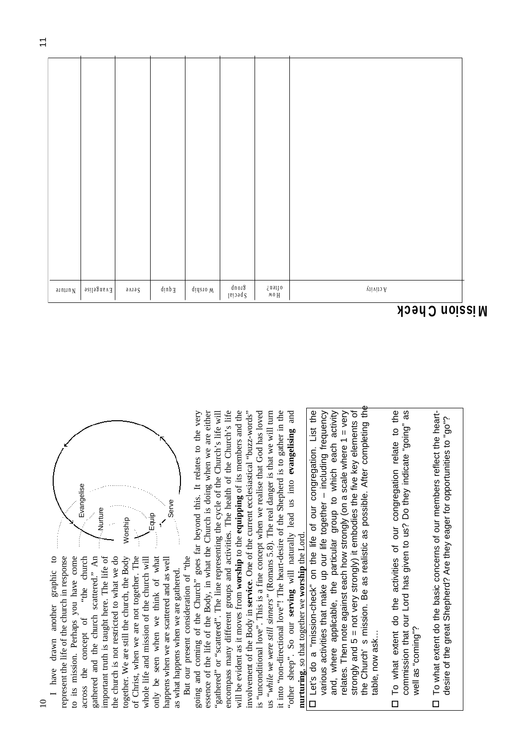I have drawn another graphic to represent the life of the church in response to its mission. Perhaps you have come across the concept of "the church gathered and the church scattered." An important truth is taught here. The life of the church is not restricted to what we do together. We are still the church, the Body of Christ, when we are not together. The whole life and mission of the church will only be seen when we think of what happens when we are scattered and as well as what happens when we are gathered.

Evangelise

Nurture

Worship

Equip

Serve

But our present consideration of "the going and coming of the Church" goes far beyond this. It relates to the very essence of the life of the Body, in what the Church is doing when we are either "gathered" or "scattered". The line representing the cycle of the Church's life will encompass many different groups and activities. The health of the Church's life will be evident as it moves from **worship** to the **equipping** of its members and the involvement of the Body in **service**. One of the current ecclesiastical "buzz-words" is "unconditional love". This is a fine concept when we realise that God has loved us "*while we were still sinners*" (Romans 5.8). The real danger is that we will turn it into "non-directional love"! The heart-desire of the Shepherd is to gather in the "other sheep". So our **serving** will naturally lead us into **evangelising** and **nurturing**, so that together we **worship** the Lord.

- ☐ Let's do a "mission-check" on the life of our congregation. List the various activities that make up our life together – including frequency and, where applicable, the particular group to which each activity relates. Then note against each how strongly (on a scale where 1 = very strongly and 5 = not very strongly) it embodies the five key elements of the Church's mission. Be as realistic as possible. After completing the table, now ask…
- ☐ To what extent do the activities of our congregation relate to the commission that our Lord has given to us? Do they indicate "going" as well as "coming"?
- ☐ To what extent do the basic concerns of our members reflect the heart-desire of the great Shepherd? Are they eager for opportunities to "go"?

## Mission Check

| Activity | How often? | Special group | Worship | Equip | Serve | Evangelise | Nurture |
|---|---|---|---|---|---|---|---|
| | | | | | | | |